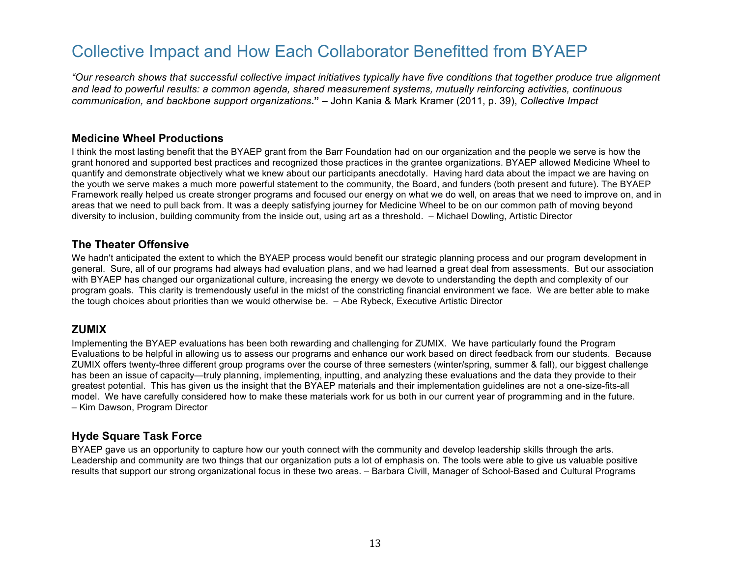# Collective Impact and How Each Collaborator Benefitted from BYAEP

*"Our research shows that successful collective impact initiatives typically have five conditions that together produce true alignment and lead to powerful results: a common agenda, shared measurement systems, mutually reinforcing activities, continuous communication, and backbone support organizations***."** – John Kania & Mark Kramer (2011, p. 39), *Collective Impact*

### Medicine Wheel Productions

I think the most lasting benefit that the BYAEP grant from the Barr Foundation had on our organization and the people we serve is how the grant honored and supported best practices and recognized those practices in the grantee organizations. BYAEP allowed Medicine Wheel to quantify and demonstrate objectively what we knew about our participants anecdotally. Having hard data about the impact we are having on the youth we serve makes a much more powerful statement to the community, the Board, and funders (both present and future). The BYAEP Framework really helped us create stronger programs and focused our energy on what we do well, on areas that we need to improve on, and in areas that we need to pull back from. It was a deeply satisfying journey for Medicine Wheel to be on our common path of moving beyond diversity to inclusion, building community from the inside out, using art as a threshold. – Michael Dowling, Artistic Director

### The Theater Offensive

We hadn't anticipated the extent to which the BYAEP process would benefit our strategic planning process and our program development in general. Sure, all of our programs had always had evaluation plans, and we had learned a great deal from assessments. But our association with BYAEP has changed our organizational culture, increasing the energy we devote to understanding the depth and complexity of our program goals. This clarity is tremendously useful in the midst of the constricting financial environment we face. We are better able to make the tough choices about priorities than we would otherwise be. – Abe Rybeck, Executive Artistic Director

### ZUMIX

Implementing the BYAEP evaluations has been both rewarding and challenging for ZUMIX. We have particularly found the Program Evaluations to be helpful in allowing us to assess our programs and enhance our work based on direct feedback from our students. Because ZUMIX offers twenty-three different group programs over the course of three semesters (winter/spring, summer & fall), our biggest challenge has been an issue of capacity—truly planning, implementing, inputting, and analyzing these evaluations and the data they provide to their greatest potential. This has given us the insight that the BYAEP materials and their implementation guidelines are not a one-size-fits-all model. We have carefully considered how to make these materials work for us both in our current year of programming and in the future.
– Kim Dawson, Program Director

### Hyde Square Task Force

BYAEP gave us an opportunity to capture how our youth connect with the community and develop leadership skills through the arts. Leadership and community are two things that our organization puts a lot of emphasis on. The tools were able to give us valuable positive results that support our strong organizational focus in these two areas. – Barbara Civill, Manager of School-Based and Cultural Programs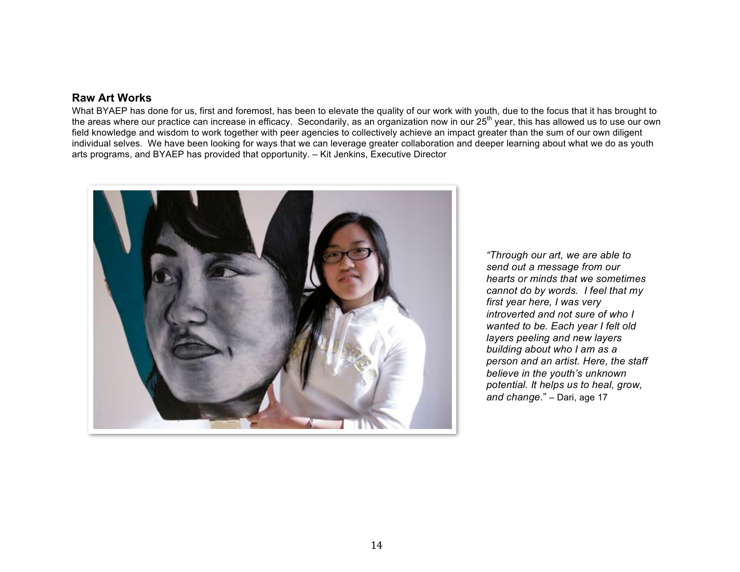## Raw Art Works

What BYAEP has done for us, first and foremost, has been to elevate the quality of our work with youth, due to the focus that it has brought to the areas where our practice can increase in efficacy. Secondarily, as an organization now in our 25th year, this has allowed us to use our own field knowledge and wisdom to work together with peer agencies to collectively achieve an impact greater than the sum of our own diligent individual selves. We have been looking for ways that we can leverage greater collaboration and deeper learning about what we do as youth arts programs, and BYAEP has provided that opportunity. – Kit Jenkins, Executive Director

*"Through our art, we are able to send out a message from our hearts or minds that we sometimes cannot do by words. I feel that my first year here, I was very introverted and not sure of who I wanted to be. Each year I felt old layers peeling and new layers building about who I am as a person and an artist. Here, the staff believe in the youth's unknown potential. It helps us to heal, grow, and change."* – Dari, age 17